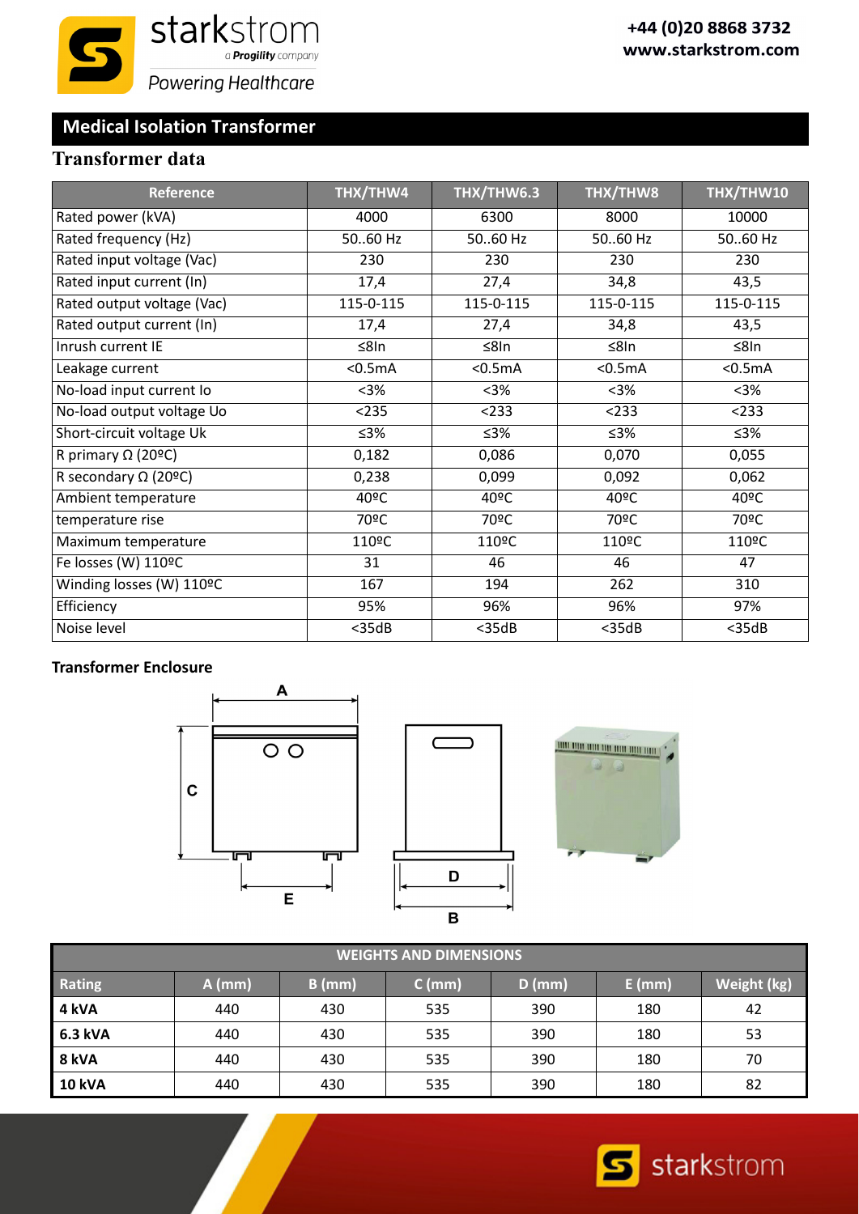## Medical Isolation Transformer

### Transformer data

| Reference | THX/THW4 | THX/THW6.3 | THX/THW8 | THX/THW10 |
|---|---|---|---|---|
| Rated power (kVA) | 4000 | 6300 | 8000 | 10000 |
| Rated frequency (Hz) | 50..60 Hz | 50..60 Hz | 50..60 Hz | 50..60 Hz |
| Rated input voltage (Vac) | 230 | 230 | 230 | 230 |
| Rated input current (In) | 17,4 | 27,4 | 34,8 | 43,5 |
| Rated output voltage (Vac) | 115-0-115 | 115-0-115 | 115-0-115 | 115-0-115 |
| Rated output current (In) | 17,4 | 27,4 | 34,8 | 43,5 |
| Inrush current IE | ≤8In | ≤8In | ≤8In | ≤8In |
| Leakage current | <0.5mA | <0.5mA | <0.5mA | <0.5mA |
| No-load input current Io | <3% | <3% | <3% | <3% |
| No-load output voltage Uo | <235 | <233 | <233 | <233 |
| Short-circuit voltage Uk | ≤3% | ≤3% | ≤3% | ≤3% |
| R primary Ω (20ºC) | 0,182 | 0,086 | 0,070 | 0,055 |
| R secondary Ω (20ºC) | 0,238 | 0,099 | 0,092 | 0,062 |
| Ambient temperature | 40ºC | 40ºC | 40ºC | 40ºC |
| temperature rise | 70ºC | 70ºC | 70ºC | 70ºC |
| Maximum temperature | 110ºC | 110ºC | 110ºC | 110ºC |
| Fe losses (W) 110ºC | 31 | 46 | 46 | 47 |
| Winding losses (W) 110ºC | 167 | 194 | 262 | 310 |
| Efficiency | 95% | 96% | 96% | 97% |
| Noise level | <35dB | <35dB | <35dB | <35dB |

**Transformer Enclosure**

| WEIGHTS AND DIMENSIONS | | | | | | |
|---|---|---|---|---|---|---|
| **Rating** | **A (mm)** | **B (mm)** | **C (mm)** | **D (mm)** | **E (mm)** | **Weight (kg)** |
| **4 kVA** | 440 | 430 | 535 | 390 | 180 | 42 |
| **6.3 kVA** | 440 | 430 | 535 | 390 | 180 | 53 |
| **8 kVA** | 440 | 430 | 535 | 390 | 180 | 70 |
| **10 kVA** | 440 | 430 | 535 | 390 | 180 | 82 |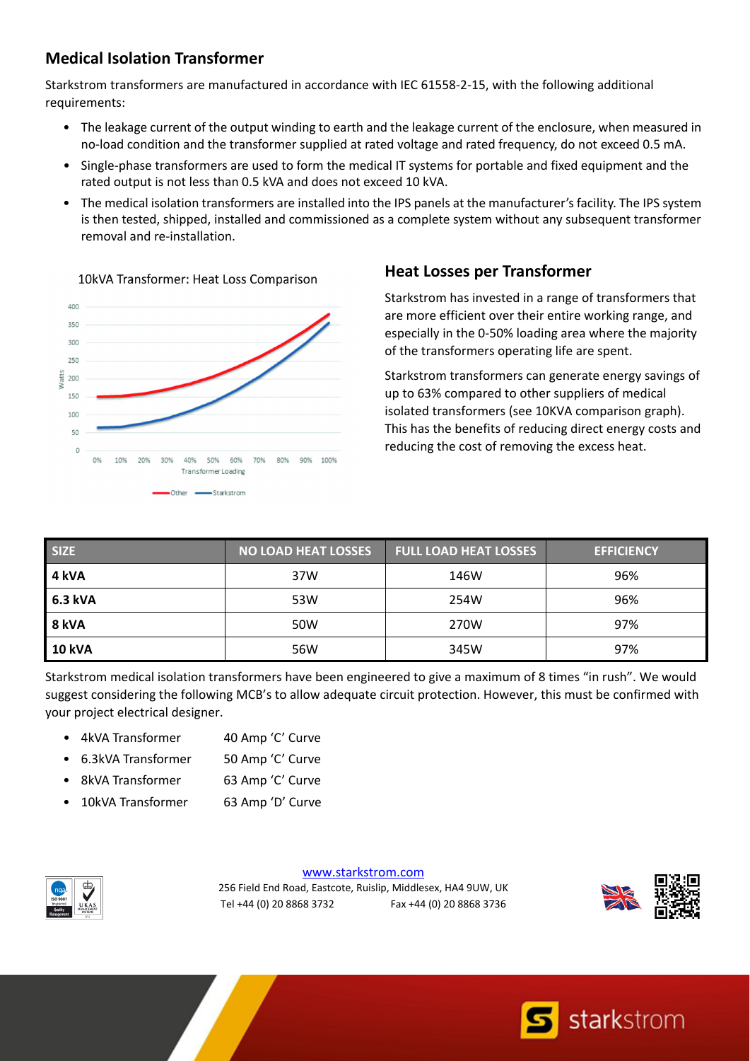## Medical Isolation Transformer

Starkstrom transformers are manufactured in accordance with IEC 61558-2-15, with the following additional requirements:

- The leakage current of the output winding to earth and the leakage current of the enclosure, when measured in no-load condition and the transformer supplied at rated voltage and rated frequency, do not exceed 0.5 mA.
- Single-phase transformers are used to form the medical IT systems for portable and fixed equipment and the rated output is not less than 0.5 kVA and does not exceed 10 kVA.
- The medical isolation transformers are installed into the IPS panels at the manufacturer's facility. The IPS system is then tested, shipped, installed and commissioned as a complete system without any subsequent transformer removal and re-installation.

10kVA Transformer: Heat Loss Comparison

Watts

400
350
300
250
200
150
100
50
0

0% 10% 20% 30% 40% 50% 60% 70% 80% 90% 100%

Transformer Loading

Other Starkstrom

### Heat Losses per Transformer

Starkstrom has invested in a range of transformers that are more efficient over their entire working range, and especially in the 0-50% loading area where the majority of the transformers operating life are spent.

Starkstrom transformers can generate energy savings of up to 63% compared to other suppliers of medical isolated transformers (see 10KVA comparison graph). This has the benefits of reducing direct energy costs and reducing the cost of removing the excess heat.

| SIZE | NO LOAD HEAT LOSSES | FULL LOAD HEAT LOSSES | EFFICIENCY |
|---|---|---|---|
| **4 kVA** | 37W | 146W | 96% |
| **6.3 kVA** | 53W | 254W | 96% |
| **8 kVA** | 50W | 270W | 97% |
| **10 kVA** | 56W | 345W | 97% |

Starkstrom medical isolation transformers have been engineered to give a maximum of 8 times "in rush". We would suggest considering the following MCB's to allow adequate circuit protection. However, this must be confirmed with your project electrical designer.

- 4kVA Transformer 40 Amp 'C' Curve
- 6.3kVA Transformer 50 Amp 'C' Curve
- 8kVA Transformer 63 Amp 'C' Curve
- 10kVA Transformer 63 Amp 'D' Curve

www.starkstrom.com
256 Field End Road, Eastcote, Ruislip, Middlesex, HA4 9UW, UK
Tel +44 (0) 20 8868 3732 Fax +44 (0) 20 8868 3736